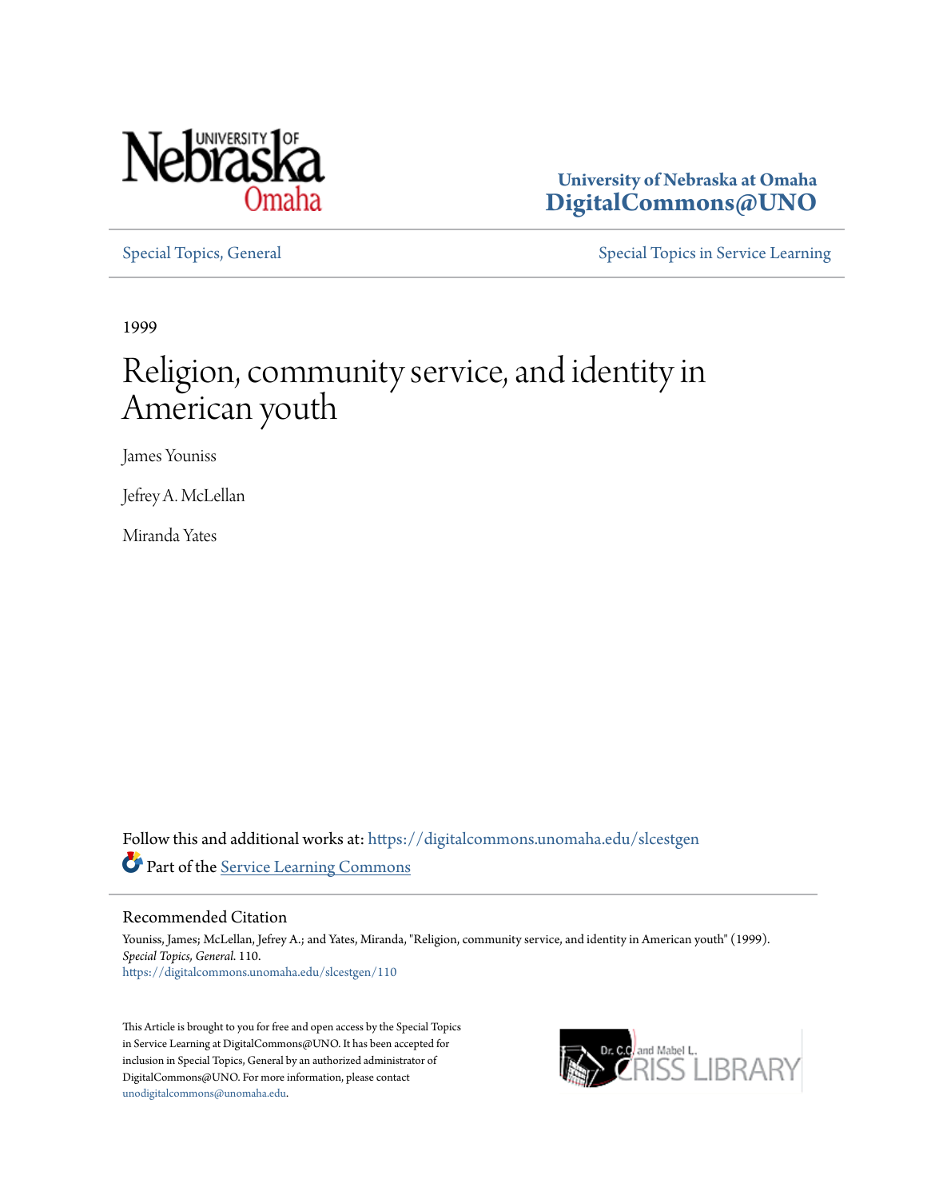University of Nebraska at Omaha
**DigitalCommons@UNO**

Special Topics, General | Special Topics in Service Learning

1999

# Religion, community service, and identity in American youth

James Youniss

Jefrey A. McLellan

Miranda Yates

Follow this and additional works at: https://digitalcommons.unomaha.edu/slcestgen

Part of the Service Learning Commons

## Recommended Citation

Youniss, James; McLellan, Jefrey A.; and Yates, Miranda, "Religion, community service, and identity in American youth" (1999). *Special Topics, General*. 110.
https://digitalcommons.unomaha.edu/slcestgen/110

This Article is brought to you for free and open access by the Special Topics in Service Learning at DigitalCommons@UNO. It has been accepted for inclusion in Special Topics, General by an authorized administrator of DigitalCommons@UNO. For more information, please contact unodigitalcommons@unomaha.edu.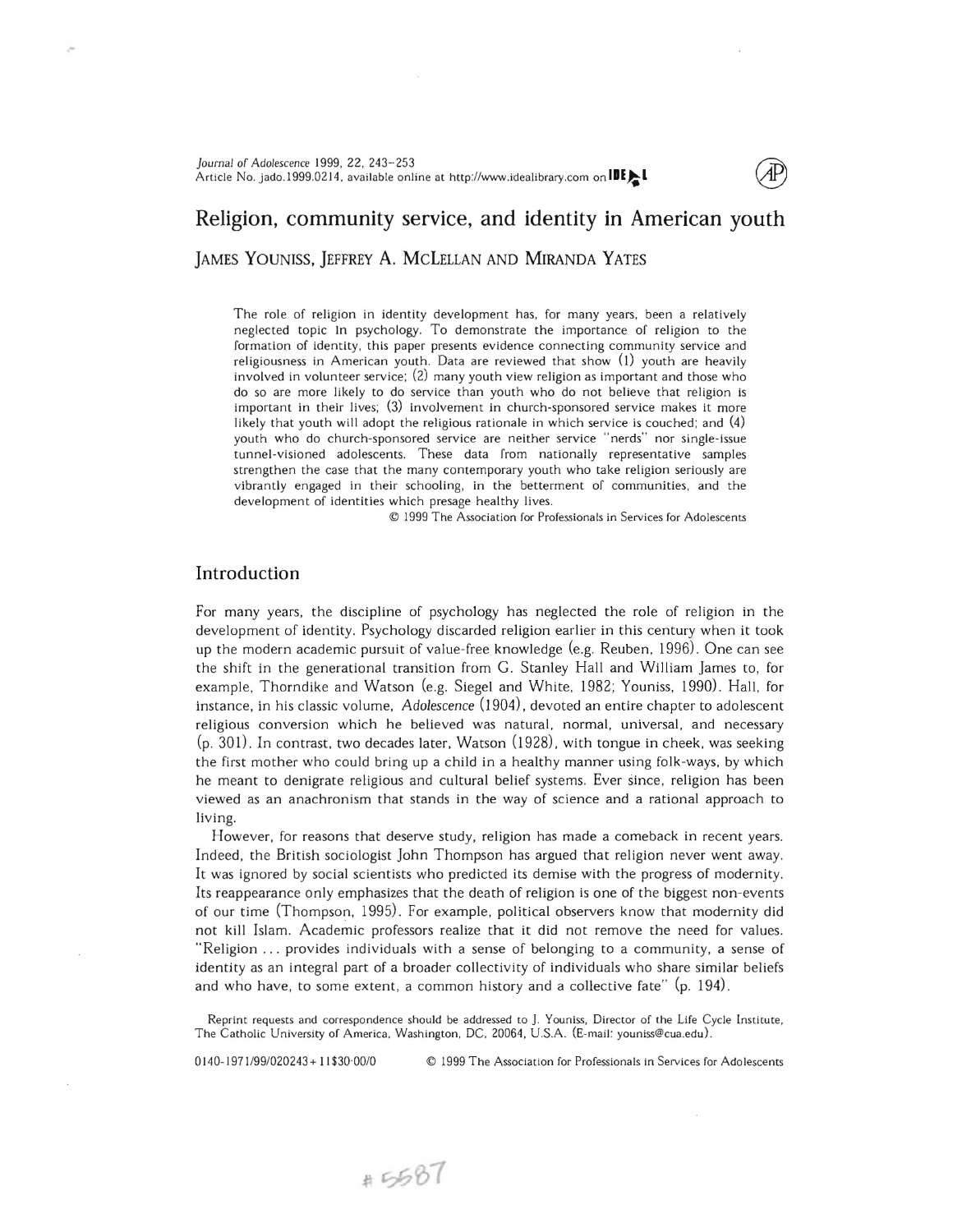Journal of Adolescence 1999, 22, 243–253
Article No. jado.1999.0214, available online at http://www.idealibrary.com on IDEAL

# Religion, community service, and identity in American youth

JAMES YOUNISS, JEFFREY A. MCLELLAN AND MIRANDA YATES

The role of religion in identity development has, for many years, been a relatively neglected topic in psychology. To demonstrate the importance of religion to the formation of identity, this paper presents evidence connecting community service and religiousness in American youth. Data are reviewed that show (1) youth are heavily involved in volunteer service; (2) many youth view religion as important and those who do so are more likely to do service than youth who do not believe that religion is important in their lives; (3) involvement in church-sponsored service makes it more likely that youth will adopt the religious rationale in which service is couched; and (4) youth who do church-sponsored service are neither service "nerds" nor single-issue tunnel-visioned adolescents. These data from nationally representative samples strengthen the case that the many contemporary youth who take religion seriously are vibrantly engaged in their schooling, in the betterment of communities, and the development of identities which presage healthy lives.

© 1999 The Association for Professionals in Services for Adolescents

## Introduction

For many years, the discipline of psychology has neglected the role of religion in the development of identity. Psychology discarded religion earlier in this century when it took up the modern academic pursuit of value-free knowledge (e.g. Reuben, 1996). One can see the shift in the generational transition from G. Stanley Hall and William James to, for example, Thorndike and Watson (e.g. Siegel and White, 1982; Youniss, 1990). Hall, for instance, in his classic volume, *Adolescence* (1904), devoted an entire chapter to adolescent religious conversion which he believed was natural, normal, universal, and necessary (p. 301). In contrast, two decades later, Watson (1928), with tongue in cheek, was seeking the first mother who could bring up a child in a healthy manner using folk-ways, by which he meant to denigrate religious and cultural belief systems. Ever since, religion has been viewed as an anachronism that stands in the way of science and a rational approach to living.

However, for reasons that deserve study, religion has made a comeback in recent years. Indeed, the British sociologist John Thompson has argued that religion never went away. It was ignored by social scientists who predicted its demise with the progress of modernity. Its reappearance only emphasizes that the death of religion is one of the biggest non-events of our time (Thompson, 1995). For example, political observers know that modernity did not kill Islam. Academic professors realize that it did not remove the need for values. "Religion ... provides individuals with a sense of belonging to a community, a sense of identity as an integral part of a broader collectivity of individuals who share similar beliefs and who have, to some extent, a common history and a collective fate" (p. 194).

Reprint requests and correspondence should be addressed to J. Youniss, Director of the Life Cycle Institute, The Catholic University of America, Washington, DC, 20064, U.S.A. (E-mail: youniss@cua.edu).

0140-1971/99/020243+11$30·00/0 © 1999 The Association for Professionals in Services for Adolescents

# 5587